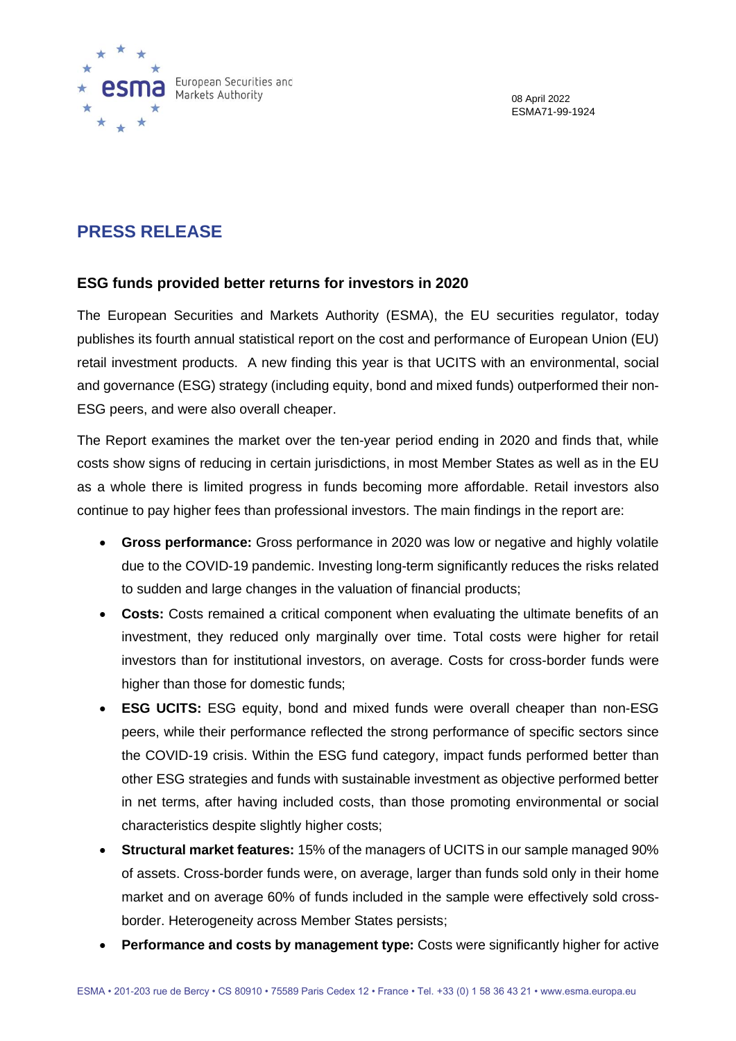08 April 2022
ESMA71-99-1924

# PRESS RELEASE

## ESG funds provided better returns for investors in 2020

The European Securities and Markets Authority (ESMA), the EU securities regulator, today publishes its fourth annual statistical report on the cost and performance of European Union (EU) retail investment products. A new finding this year is that UCITS with an environmental, social and governance (ESG) strategy (including equity, bond and mixed funds) outperformed their non-ESG peers, and were also overall cheaper.

The Report examines the market over the ten-year period ending in 2020 and finds that, while costs show signs of reducing in certain jurisdictions, in most Member States as well as in the EU as a whole there is limited progress in funds becoming more affordable. Retail investors also continue to pay higher fees than professional investors. The main findings in the report are:

- **Gross performance:** Gross performance in 2020 was low or negative and highly volatile due to the COVID-19 pandemic. Investing long-term significantly reduces the risks related to sudden and large changes in the valuation of financial products;
- **Costs:** Costs remained a critical component when evaluating the ultimate benefits of an investment, they reduced only marginally over time. Total costs were higher for retail investors than for institutional investors, on average. Costs for cross-border funds were higher than those for domestic funds;
- **ESG UCITS:** ESG equity, bond and mixed funds were overall cheaper than non-ESG peers, while their performance reflected the strong performance of specific sectors since the COVID-19 crisis. Within the ESG fund category, impact funds performed better than other ESG strategies and funds with sustainable investment as objective performed better in net terms, after having included costs, than those promoting environmental or social characteristics despite slightly higher costs;
- **Structural market features:** 15% of the managers of UCITS in our sample managed 90% of assets. Cross-border funds were, on average, larger than funds sold only in their home market and on average 60% of funds included in the sample were effectively sold cross-border. Heterogeneity across Member States persists;
- **Performance and costs by management type:** Costs were significantly higher for active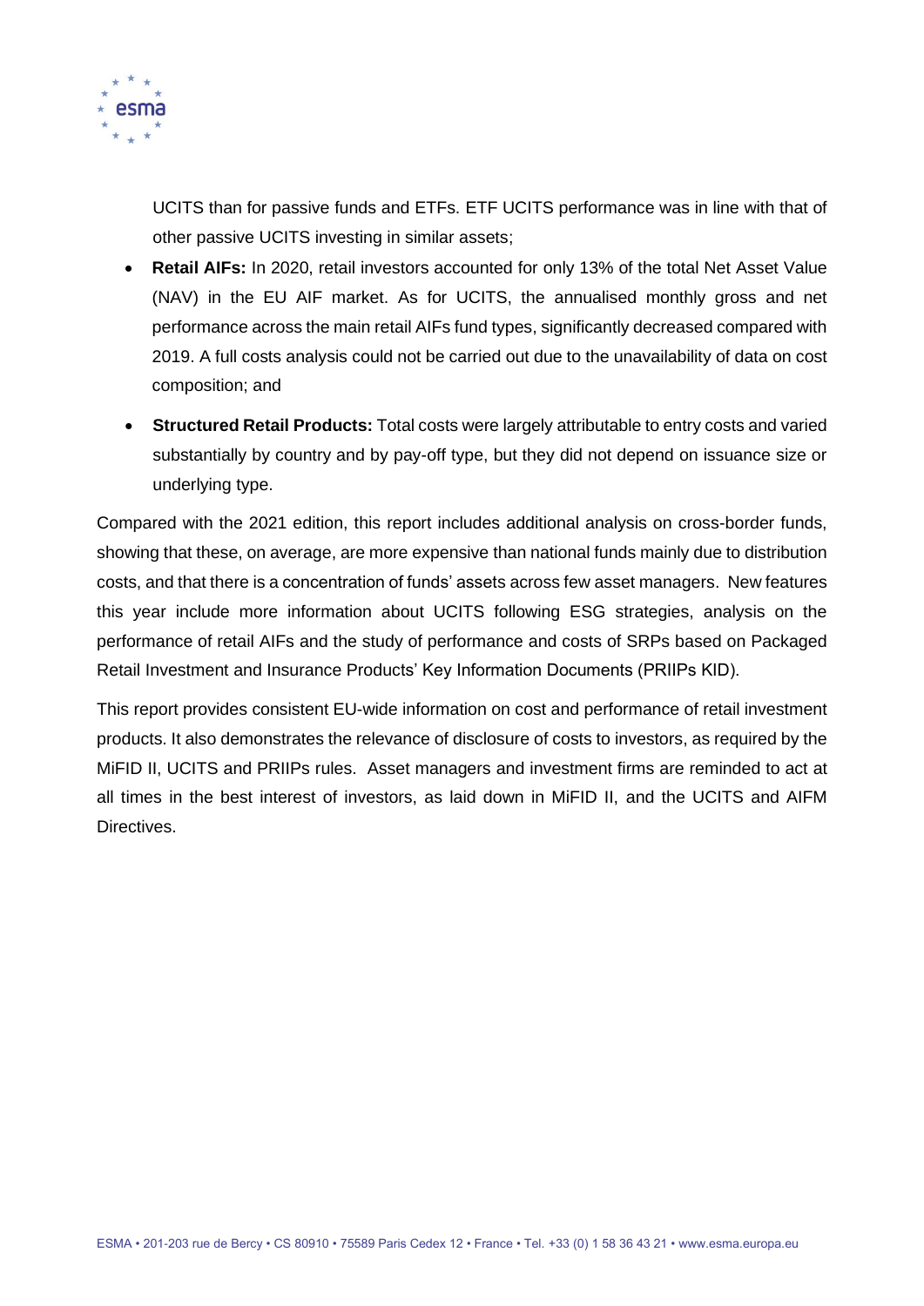UCITS than for passive funds and ETFs. ETF UCITS performance was in line with that of other passive UCITS investing in similar assets;

- **Retail AIFs:** In 2020, retail investors accounted for only 13% of the total Net Asset Value (NAV) in the EU AIF market. As for UCITS, the annualised monthly gross and net performance across the main retail AIFs fund types, significantly decreased compared with 2019. A full costs analysis could not be carried out due to the unavailability of data on cost composition; and
- **Structured Retail Products:** Total costs were largely attributable to entry costs and varied substantially by country and by pay-off type, but they did not depend on issuance size or underlying type.

Compared with the 2021 edition, this report includes additional analysis on cross-border funds, showing that these, on average, are more expensive than national funds mainly due to distribution costs, and that there is a concentration of funds' assets across few asset managers. New features this year include more information about UCITS following ESG strategies, analysis on the performance of retail AIFs and the study of performance and costs of SRPs based on Packaged Retail Investment and Insurance Products' Key Information Documents (PRIIPs KID).

This report provides consistent EU-wide information on cost and performance of retail investment products. It also demonstrates the relevance of disclosure of costs to investors, as required by the MiFID II, UCITS and PRIIPs rules. Asset managers and investment firms are reminded to act at all times in the best interest of investors, as laid down in MiFID II, and the UCITS and AIFM Directives.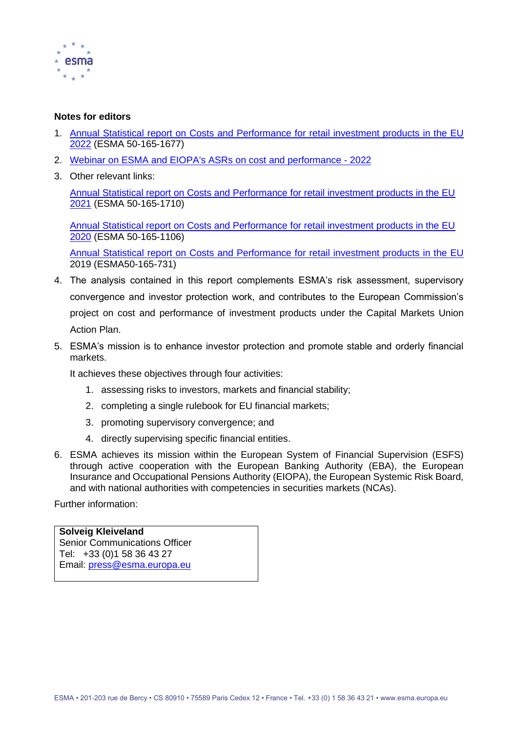**Notes for editors**

1. Annual Statistical report on Costs and Performance for retail investment products in the EU 2022 (ESMA 50-165-1677)
2. Webinar on ESMA and EIOPA's ASRs on cost and performance - 2022
3. Other relevant links:

   Annual Statistical report on Costs and Performance for retail investment products in the EU 2021 (ESMA 50-165-1710)

   Annual Statistical report on Costs and Performance for retail investment products in the EU 2020 (ESMA 50-165-1106)

   Annual Statistical report on Costs and Performance for retail investment products in the EU 2019 (ESMA50-165-731)
4. The analysis contained in this report complements ESMA's risk assessment, supervisory convergence and investor protection work, and contributes to the European Commission's project on cost and performance of investment products under the Capital Markets Union Action Plan.
5. ESMA's mission is to enhance investor protection and promote stable and orderly financial markets.

   It achieves these objectives through four activities:

   1. assessing risks to investors, markets and financial stability;
   2. completing a single rulebook for EU financial markets;
   3. promoting supervisory convergence; and
   4. directly supervising specific financial entities.
6. ESMA achieves its mission within the European System of Financial Supervision (ESFS) through active cooperation with the European Banking Authority (EBA), the European Insurance and Occupational Pensions Authority (EIOPA), the European Systemic Risk Board, and with national authorities with competencies in securities markets (NCAs).

Further information:

**Solveig Kleiveland**
Senior Communications Officer
Tel: +33 (0)1 58 36 43 27
Email: press@esma.europa.eu